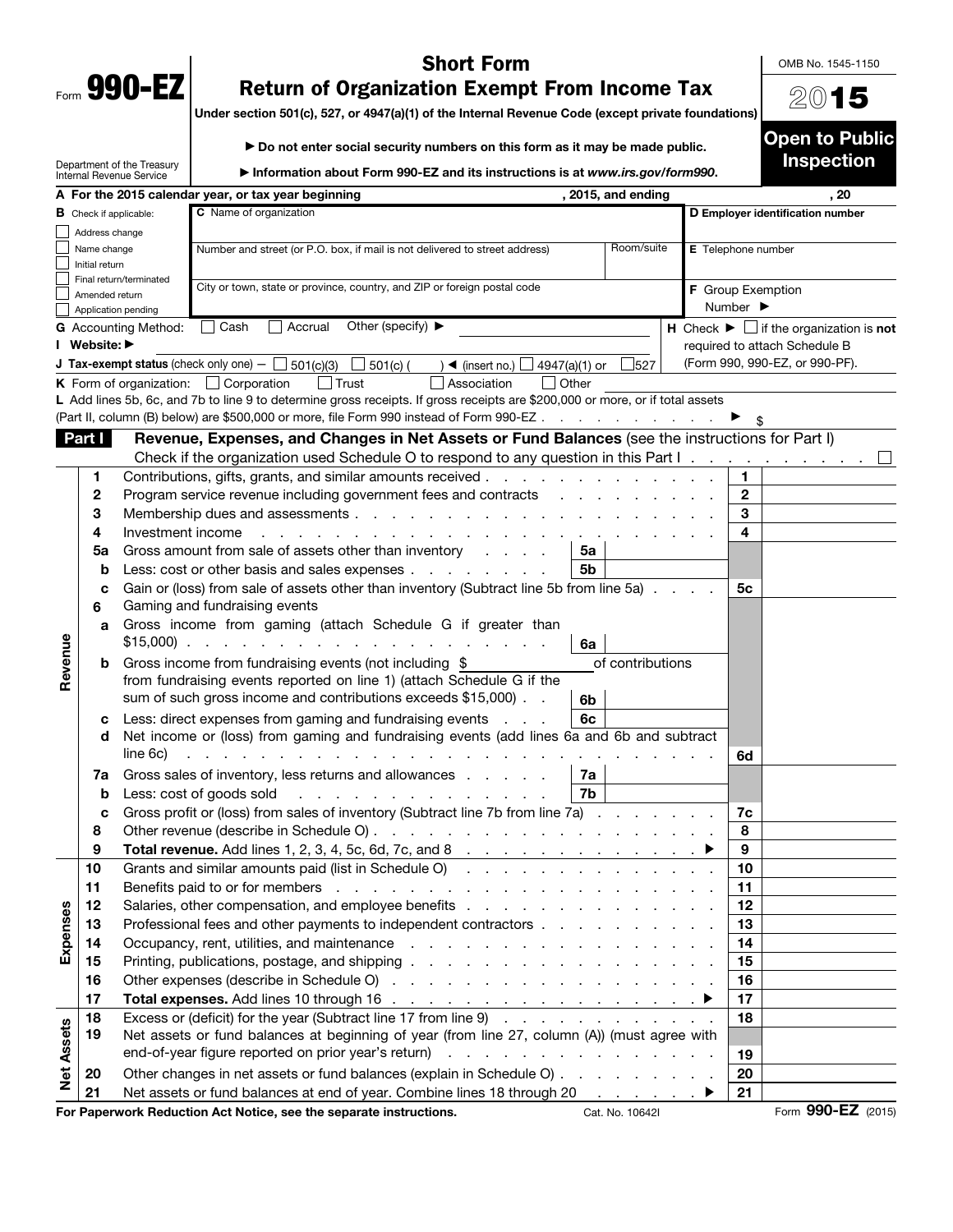Form **990-EZ**

Department of the Treasury
Internal Revenue Service

# Short Form Return of Organization Exempt From Income Tax

**Under section 501(c), 527, or 4947(a)(1) of the Internal Revenue Code (except private foundations)**

▶ **Do not enter social security numbers on this form as it may be made public.**

▶ **Information about Form 990-EZ and its instructions is at www.irs.gov/form990.**

OMB No. 1545-1150

**2015**

**Open to Public Inspection**

**A** For the 2015 calendar year, or tax year beginning , 2015, and ending , 20

**B** Check if applicable:
- ☐ Address change
- ☐ Name change
- ☐ Initial return
- ☐ Final return/terminated
- ☐ Amended return
- ☐ Application pending

**C** Name of organization

Number and street (or P.O. box, if mail is not delivered to street address) | Room/suite

City or town, state or province, country, and ZIP or foreign postal code

**D Employer identification number**

**E** Telephone number

**F** Group Exemption Number ▶

**G** Accounting Method: ☐ Cash ☐ Accrual Other (specify) ▶

**H** Check ▶ ☐ if the organization is **not** required to attach Schedule B (Form 990, 990-EZ, or 990-PF).

**I Website:** ▶

**J Tax-exempt status** (check only one) — ☐ 501(c)(3) ☐ 501(c) ( ) ◀ (insert no.) ☐ 4947(a)(1) or ☐ 527

**K** Form of organization: ☐ Corporation ☐ Trust ☐ Association ☐ Other

**L** Add lines 5b, 6c, and 7b to line 9 to determine gross receipts. If gross receipts are $200,000 or more, or if total assets (Part II, column (B) below) are $500,000 or more, file Form 990 instead of Form 990-EZ . . . . . . . . . . ▶ $

## Part I Revenue, Expenses, and Changes in Net Assets or Fund Balances (see the instructions for Part I)

Check if the organization used Schedule O to respond to any question in this Part I . . . . . . . . . . . . ☐

| Section | Line | Description | Sub-line | Sub-amount | Line | Amount |
|---|---|---|---|---|---|---|
| Revenue | 1 | Contributions, gifts, grants, and similar amounts received | | | 1 | |
| | 2 | Program service revenue including government fees and contracts | | | 2 | |
| | 3 | Membership dues and assessments | | | 3 | |
| | 4 | Investment income | | | 4 | |
| | 5a | Gross amount from sale of assets other than inventory | 5a | | | |
| | b | Less: cost or other basis and sales expenses | 5b | | | |
| | c | Gain or (loss) from sale of assets other than inventory (Subtract line 5b from line 5a) | | | 5c | |
| | 6 | Gaming and fundraising events | | | | |
| | a | Gross income from gaming (attach Schedule G if greater than $15,000) | 6a | | | |
| | b | Gross income from fundraising events (not including $ ______ of contributions from fundraising events reported on line 1) (attach Schedule G if the sum of such gross income and contributions exceeds $15,000) | 6b | | | |
| | c | Less: direct expenses from gaming and fundraising events | 6c | | | |
| | d | Net income or (loss) from gaming and fundraising events (add lines 6a and 6b and subtract line 6c) | | | 6d | |
| | 7a | Gross sales of inventory, less returns and allowances | 7a | | | |
| | b | Less: cost of goods sold | 7b | | | |
| | c | Gross profit or (loss) from sales of inventory (Subtract line 7b from line 7a) | | | 7c | |
| | 8 | Other revenue (describe in Schedule O) | | | 8 | |
| | 9 | **Total revenue.** Add lines 1, 2, 3, 4, 5c, 6d, 7c, and 8 ▶ | | | 9 | |
| Expenses | 10 | Grants and similar amounts paid (list in Schedule O) | | | 10 | |
| | 11 | Benefits paid to or for members | | | 11 | |
| | 12 | Salaries, other compensation, and employee benefits | | | 12 | |
| | 13 | Professional fees and other payments to independent contractors | | | 13 | |
| | 14 | Occupancy, rent, utilities, and maintenance | | | 14 | |
| | 15 | Printing, publications, postage, and shipping | | | 15 | |
| | 16 | Other expenses (describe in Schedule O) | | | 16 | |
| | 17 | **Total expenses.** Add lines 10 through 16 ▶ | | | 17 | |
| Net Assets | 18 | Excess or (deficit) for the year (Subtract line 17 from line 9) | | | 18 | |
| | 19 | Net assets or fund balances at beginning of year (from line 27, column (A)) (must agree with end-of-year figure reported on prior year's return) | | | 19 | |
| | 20 | Other changes in net assets or fund balances (explain in Schedule O) | | | 20 | |
| | 21 | Net assets or fund balances at end of year. Combine lines 18 through 20 ▶ | | | 21 | |

**For Paperwork Reduction Act Notice, see the separate instructions.** Cat. No. 10642I Form **990-EZ** (2015)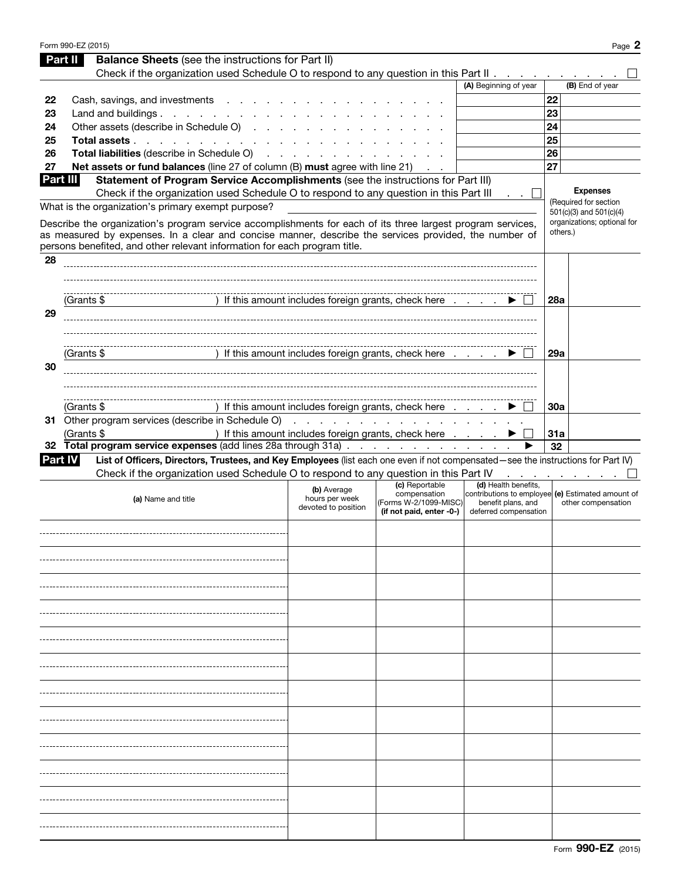## Part II Balance Sheets (see the instructions for Part II)

Check if the organization used Schedule O to respond to any question in this Part II . . . . . . . . . . ☐

| | | (A) Beginning of year | | (B) End of year |
|---|---|---|---|---|
| 22 | Cash, savings, and investments | | 22 | |
| 23 | Land and buildings | | 23 | |
| 24 | Other assets (describe in Schedule O) | | 24 | |
| 25 | **Total assets** | | 25 | |
| 26 | **Total liabilities** (describe in Schedule O) | | 26 | |
| 27 | **Net assets or fund balances** (line 27 of column (B) **must** agree with line 21) | | 27 | |

## Part III Statement of Program Service Accomplishments (see the instructions for Part III)

Check if the organization used Schedule O to respond to any question in this Part III . . ☐

What is the organization's primary exempt purpose?

Describe the organization's program service accomplishments for each of its three largest program services, as measured by expenses. In a clear and concise manner, describe the services provided, the number of persons benefited, and other relevant information for each program title.

| | | | **Expenses** (Required for section 501(c)(3) and 501(c)(4) organizations; optional for others.) |
|---|---|---|---|
| 28 | | | |
| | (Grants $ ) If this amount includes foreign grants, check here . . . . ▶ ☐ | 28a | |
| 29 | | | |
| | (Grants $ ) If this amount includes foreign grants, check here . . . . ▶ ☐ | 29a | |
| 30 | | | |
| | (Grants $ ) If this amount includes foreign grants, check here . . . . ▶ ☐ | 30a | |
| 31 | Other program services (describe in Schedule O) | | |
| | (Grants $ ) If this amount includes foreign grants, check here . . . . ▶ ☐ | 31a | |
| 32 | **Total program service expenses** (add lines 28a through 31a) . . . ▶ | 32 | |

## Part IV List of Officers, Directors, Trustees, and Key Employees (list each one even if not compensated—see the instructions for Part IV)

Check if the organization used Schedule O to respond to any question in this Part IV . . . . . . . . ☐

| (a) Name and title | (b) Average hours per week devoted to position | (c) Reportable compensation (Forms W-2/1099-MISC) (if not paid, enter -0-) | (d) Health benefits, contributions to employee benefit plans, and deferred compensation | (e) Estimated amount of other compensation |
|---|---|---|---|---|
| | | | | |
| | | | | |
| | | | | |
| | | | | |
| | | | | |
| | | | | |
| | | | | |
| | | | | |
| | | | | |
| | | | | |
| | | | | |
| | | | | |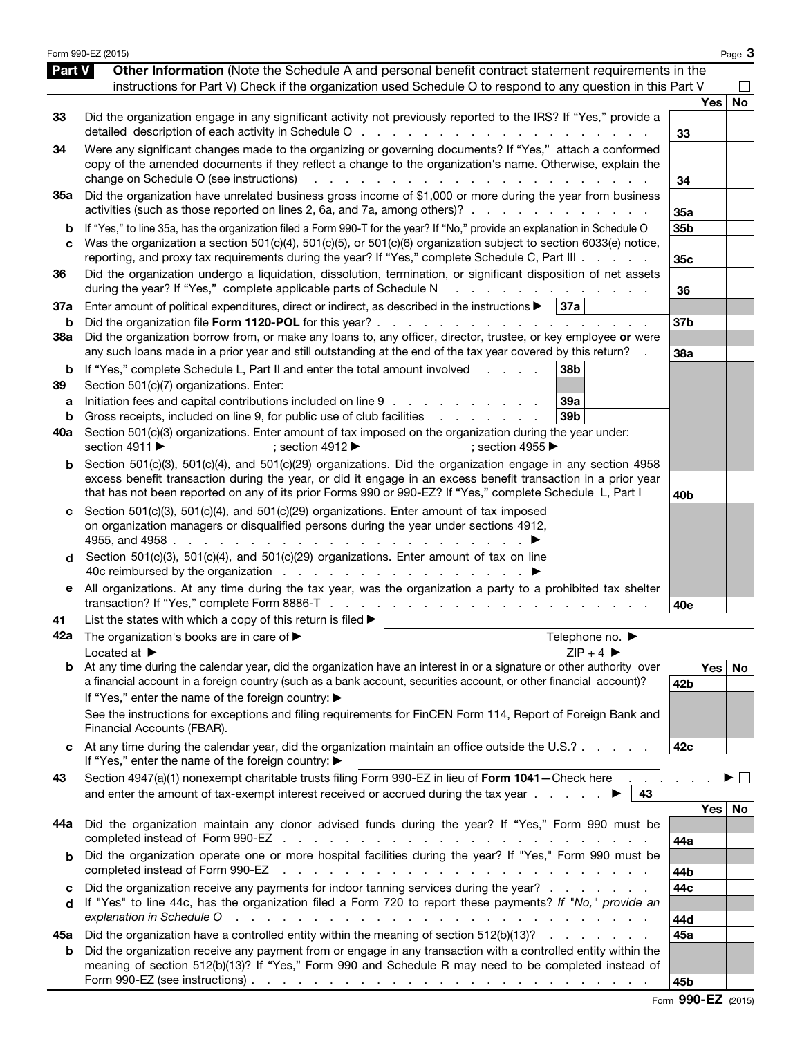## Part V Other Information

(Note the Schedule A and personal benefit contract statement requirements in the instructions for Part V) Check if the organization used Schedule O to respond to any question in this Part V ☐

| | | | Yes | No |
|---|---|---|---|---|
| 33 | Did the organization engage in any significant activity not previously reported to the IRS? If "Yes," provide a detailed description of each activity in Schedule O | 33 | | |
| 34 | Were any significant changes made to the organizing or governing documents? If "Yes," attach a conformed copy of the amended documents if they reflect a change to the organization's name. Otherwise, explain the change on Schedule O (see instructions) | 34 | | |
| 35a | Did the organization have unrelated business gross income of $1,000 or more during the year from business activities (such as those reported on lines 2, 6a, and 7a, among others)? | 35a | | |
| b | If "Yes," to line 35a, has the organization filed a Form 990-T for the year? If "No," provide an explanation in Schedule O | 35b | | |
| c | Was the organization a section 501(c)(4), 501(c)(5), or 501(c)(6) organization subject to section 6033(e) notice, reporting, and proxy tax requirements during the year? If "Yes," complete Schedule C, Part III | 35c | | |
| 36 | Did the organization undergo a liquidation, dissolution, termination, or significant disposition of net assets during the year? If "Yes," complete applicable parts of Schedule N | 36 | | |
| 37a | Enter amount of political expenditures, direct or indirect, as described in the instructions ▶ 37a | | | |
| b | Did the organization file **Form 1120-POL** for this year? | 37b | | |
| 38a | Did the organization borrow from, or make any loans to, any officer, director, trustee, or key employee **or** were any such loans made in a prior year and still outstanding at the end of the tax year covered by this return? | 38a | | |
| b | If "Yes," complete Schedule L, Part II and enter the total amount involved 38b | | | |
| 39 | Section 501(c)(7) organizations. Enter: | | | |
| a | Initiation fees and capital contributions included on line 9 39a | | | |
| b | Gross receipts, included on line 9, for public use of club facilities 39b | | | |
| 40a | Section 501(c)(3) organizations. Enter amount of tax imposed on the organization during the year under: section 4911 ▶ ; section 4912 ▶ ; section 4955 ▶ | | | |
| b | Section 501(c)(3), 501(c)(4), and 501(c)(29) organizations. Did the organization engage in any section 4958 excess benefit transaction during the year, or did it engage in an excess benefit transaction in a prior year that has not been reported on any of its prior Forms 990 or 990-EZ? If "Yes," complete Schedule L, Part I | 40b | | |
| c | Section 501(c)(3), 501(c)(4), and 501(c)(29) organizations. Enter amount of tax imposed on organization managers or disqualified persons during the year under sections 4912, 4955, and 4958 ▶ | | | |
| d | Section 501(c)(3), 501(c)(4), and 501(c)(29) organizations. Enter amount of tax on line 40c reimbursed by the organization ▶ | | | |
| e | All organizations. At any time during the tax year, was the organization a party to a prohibited tax shelter transaction? If "Yes," complete Form 8886-T | 40e | | |

41 List the states with which a copy of this return is filed ▶

42a The organization's books are in care of ▶ Telephone no. ▶

Located at ▶ ZIP + 4 ▶

| | | | Yes | No |
|---|---|---|---|---|
| b | At any time during the calendar year, did the organization have an interest in or a signature or other authority over a financial account in a foreign country (such as a bank account, securities account, or other financial account)? If "Yes," enter the name of the foreign country: ▶ See the instructions for exceptions and filing requirements for FinCEN Form 114, Report of Foreign Bank and Financial Accounts (FBAR). | 42b | | |
| c | At any time during the calendar year, did the organization maintain an office outside the U.S.? If "Yes," enter the name of the foreign country: ▶ | 42c | | |

43 Section 4947(a)(1) nonexempt charitable trusts filing Form 990-EZ in lieu of **Form 1041**—Check here ▶ ☐ and enter the amount of tax-exempt interest received or accrued during the tax year ▶ 43

| | | | Yes | No |
|---|---|---|---|---|
| 44a | Did the organization maintain any donor advised funds during the year? If "Yes," Form 990 must be completed instead of Form 990-EZ | 44a | | |
| b | Did the organization operate one or more hospital facilities during the year? If "Yes," Form 990 must be completed instead of Form 990-EZ | 44b | | |
| c | Did the organization receive any payments for indoor tanning services during the year? | 44c | | |
| d | If "Yes" to line 44c, has the organization filed a Form 720 to report these payments? *If "No," provide an explanation in Schedule O* | 44d | | |
| 45a | Did the organization have a controlled entity within the meaning of section 512(b)(13)? | 45a | | |
| b | Did the organization receive any payment from or engage in any transaction with a controlled entity within the meaning of section 512(b)(13)? If "Yes," Form 990 and Schedule R may need to be completed instead of Form 990-EZ (see instructions) | 45b | | |

Form **990-EZ** (2015)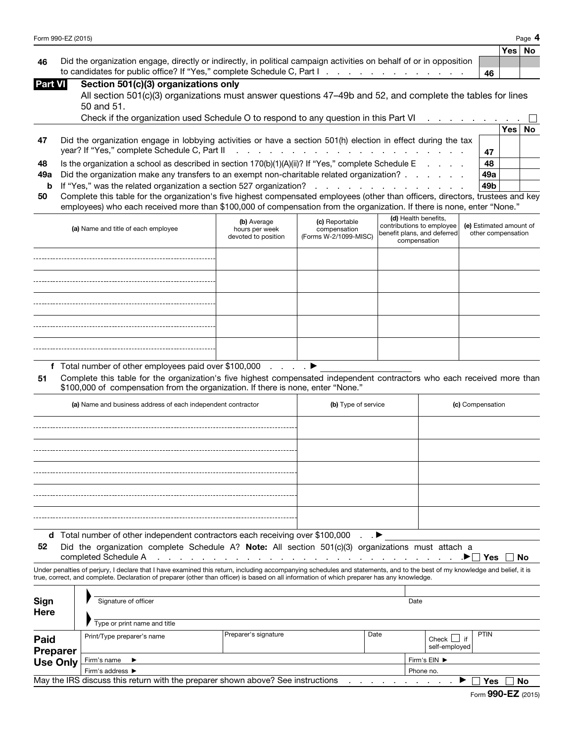| | | Yes | No |
|---|---|---|---|
| **46** Did the organization engage, directly or indirectly, in political campaign activities on behalf of or in opposition to candidates for public office? If "Yes," complete Schedule C, Part I . . . . . . . . . . . . . . | **46** | | |

## Part VI Section 501(c)(3) organizations only

All section 501(c)(3) organizations must answer questions 47–49b and 52, and complete the tables for lines 50 and 51.

Check if the organization used Schedule O to respond to any question in this Part VI . . . . . . . . . . ☐

| | | Yes | No |
|---|---|---|---|
| **47** Did the organization engage in lobbying activities or have a section 501(h) election in effect during the tax year? If "Yes," complete Schedule C, Part II . . . . . . . . . . . . . . . . . . . . . . . | **47** | | |
| **48** Is the organization a school as described in section 170(b)(1)(A)(ii)? If "Yes," complete Schedule E . . . . | **48** | | |
| **49a** Did the organization make any transfers to an exempt non-charitable related organization? . . . . . . | **49a** | | |
| **b** If "Yes," was the related organization a section 527 organization? . . . . . . . . . . . . . . . | **49b** | | |

**50** Complete this table for the organization's five highest compensated employees (other than officers, directors, trustees and key employees) who each received more than $100,000 of compensation from the organization. If there is none, enter "None."

| **(a)** Name and title of each employee | **(b)** Average hours per week devoted to position | **(c)** Reportable compensation (Forms W-2/1099-MISC) | **(d)** Health benefits, contributions to employee benefit plans, and deferred compensation | **(e)** Estimated amount of other compensation |
|---|---|---|---|---|
| | | | | |
| | | | | |
| | | | | |
| | | | | |
| | | | | |

**f** Total number of other employees paid over $100,000 . . . . ▶ ____________

**51** Complete this table for the organization's five highest compensated independent contractors who each received more than $100,000 of compensation from the organization. If there is none, enter "None."

| **(a)** Name and business address of each independent contractor | **(b)** Type of service | **(c)** Compensation |
|---|---|---|
| | | |
| | | |
| | | |
| | | |
| | | |

**d** Total number of other independent contractors each receiving over $100,000 . . ▶ ____________

**52** Did the organization complete Schedule A? **Note:** All section 501(c)(3) organizations must attach a completed Schedule A . . . . . . . . . . . . . . . . . . . . . . . . . . . ▶ ☐ **Yes** ☐ **No**

Under penalties of perjury, I declare that I have examined this return, including accompanying schedules and statements, and to the best of my knowledge and belief, it is true, correct, and complete. Declaration of preparer (other than officer) is based on all information of which preparer has any knowledge.

**Sign Here**

▶ ____________________ Signature of officer | Date

▶ ____________________ Type or print name and title

**Paid Preparer Use Only**

| Print/Type preparer's name | Preparer's signature | Date | Check ☐ if self-employed | PTIN |
|---|---|---|---|---|
| | | | | |
| Firm's name ▶ | | | Firm's EIN ▶ | |
| Firm's address ▶ | | | Phone no. | |

May the IRS discuss this return with the preparer shown above? See instructions . . . . . . . . . . . ▶ ☐ **Yes** ☐ **No**

Form **990-EZ** (2015)